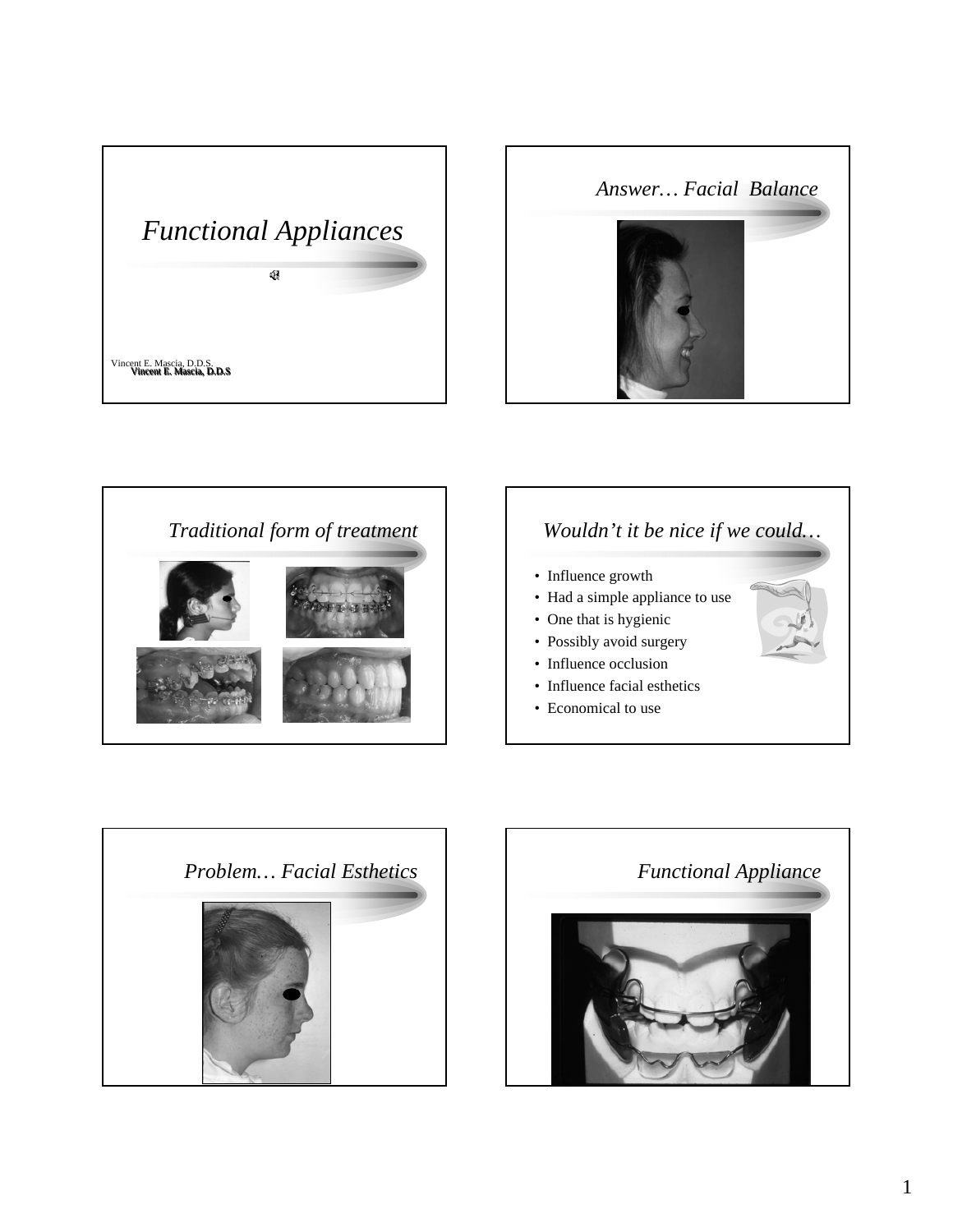# Functional Appliances

Vincent E. Mascia, D.D.S.

## Answer… Facial Balance

## Traditional form of treatment

## Wouldn't it be nice if we could…

- Influence growth
- Had a simple appliance to use
- One that is hygienic
- Possibly avoid surgery
- Influence occlusion
- Influence facial esthetics
- Economical to use

## Problem… Facial Esthetics

## Functional Appliance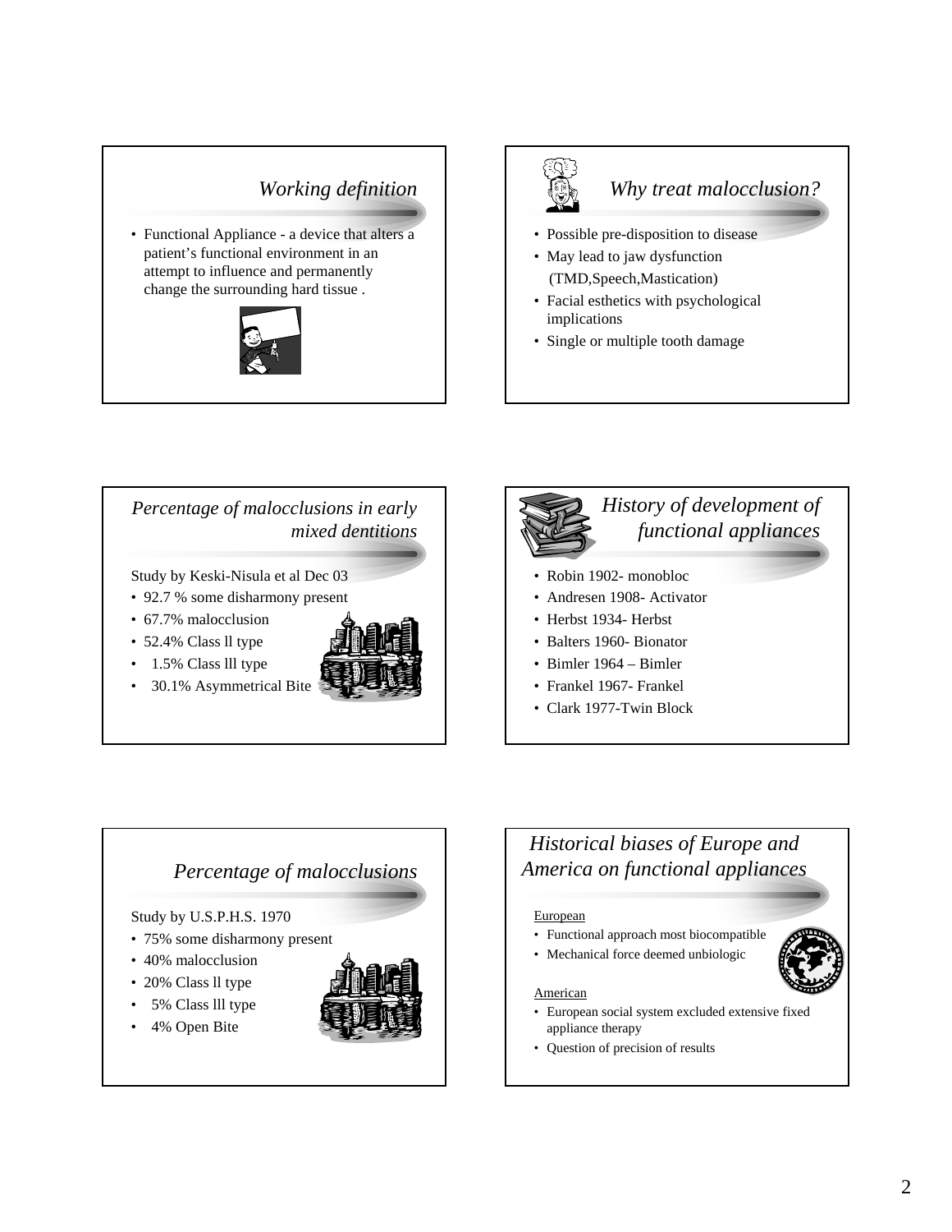## Working definition

- Functional Appliance - a device that alters a patient's functional environment in an attempt to influence and permanently change the surrounding hard tissue .

## Why treat malocclusion?

- Possible pre-disposition to disease
- May lead to jaw dysfunction (TMD,Speech,Mastication)
- Facial esthetics with psychological implications
- Single or multiple tooth damage

## Percentage of malocclusions in early mixed dentitions

Study by Keski-Nisula et al Dec 03

- 92.7 % some disharmony present
- 67.7% malocclusion
- 52.4% Class ll type
- 1.5% Class lll type
- 30.1% Asymmetrical Bite

## History of development of functional appliances

- Robin 1902- monobloc
- Andresen 1908- Activator
- Herbst 1934- Herbst
- Balters 1960- Bionator
- Bimler 1964 – Bimler
- Frankel 1967- Frankel
- Clark 1977-Twin Block

## Percentage of malocclusions

Study by U.S.P.H.S. 1970

- 75% some disharmony present
- 40% malocclusion
- 20% Class ll type
- 5% Class lll type
- 4% Open Bite

## Historical biases of Europe and America on functional appliances

European

- Functional approach most biocompatible
- Mechanical force deemed unbiologic

American

- European social system excluded extensive fixed appliance therapy
- Question of precision of results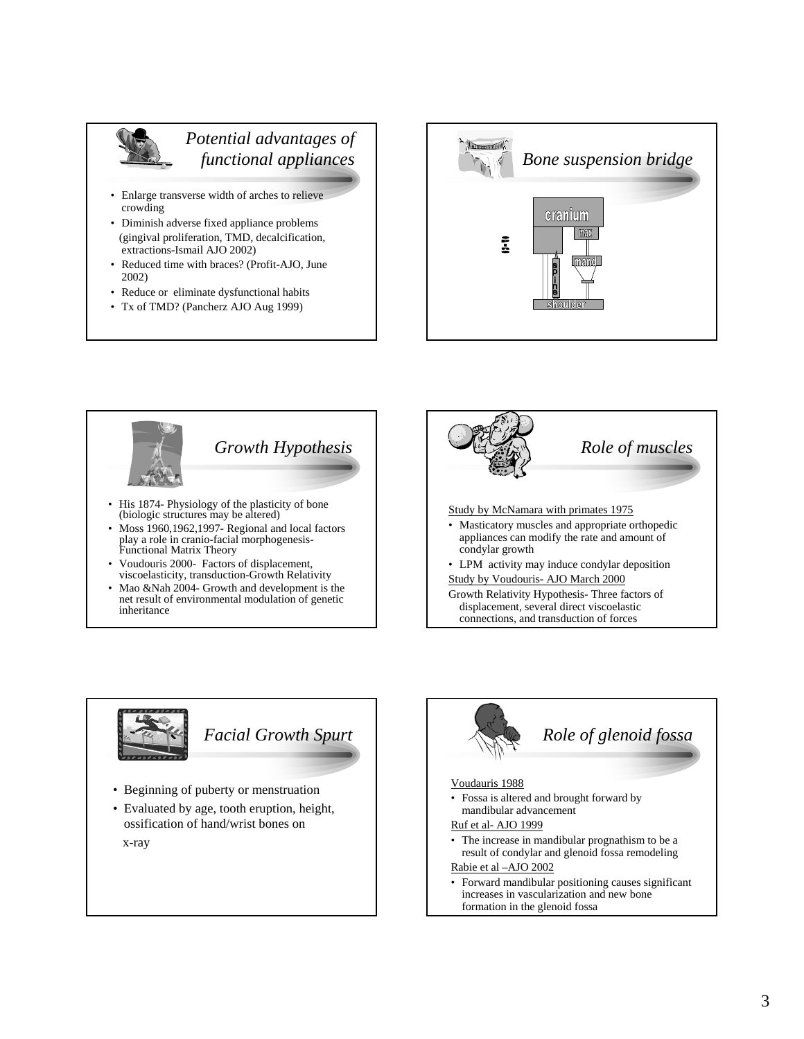## Potential advantages of functional appliances

- Enlarge transverse width of arches to relieve crowding
- Diminish adverse fixed appliance problems (gingival proliferation, TMD, decalcification, extractions-Ismail AJO 2002)
- Reduced time with braces? (Profit-AJO, June 2002)
- Reduce or eliminate dysfunctional habits
- Tx of TMD? (Pancherz AJO Aug 1999)

## Bone suspension bridge

cranium

max

mand

spine

shoulder

## Growth Hypothesis

- His 1874- Physiology of the plasticity of bone (biologic structures may be altered)
- Moss 1960,1962,1997- Regional and local factors play a role in cranio-facial morphogenesis-Functional Matrix Theory
- Voudouris 2000- Factors of displacement, viscoelasticity, transduction-Growth Relativity
- Mao &Nah 2004- Growth and development is the net result of environmental modulation of genetic inheritance

## Role of muscles

Study by McNamara with primates 1975

- Masticatory muscles and appropriate orthopedic appliances can modify the rate and amount of condylar growth
- LPM activity may induce condylar deposition

Study by Voudouris- AJO March 2000

Growth Relativity Hypothesis- Three factors of displacement, several direct viscoelastic connections, and transduction of forces

## Facial Growth Spurt

- Beginning of puberty or menstruation
- Evaluated by age, tooth eruption, height, ossification of hand/wrist bones on x-ray

## Role of glenoid fossa

Voudauris 1988

- Fossa is altered and brought forward by mandibular advancement

Ruf et al- AJO 1999

- The increase in mandibular prognathism to be a result of condylar and glenoid fossa remodeling

Rabie et al –AJO 2002

- Forward mandibular positioning causes significant increases in vascularization and new bone formation in the glenoid fossa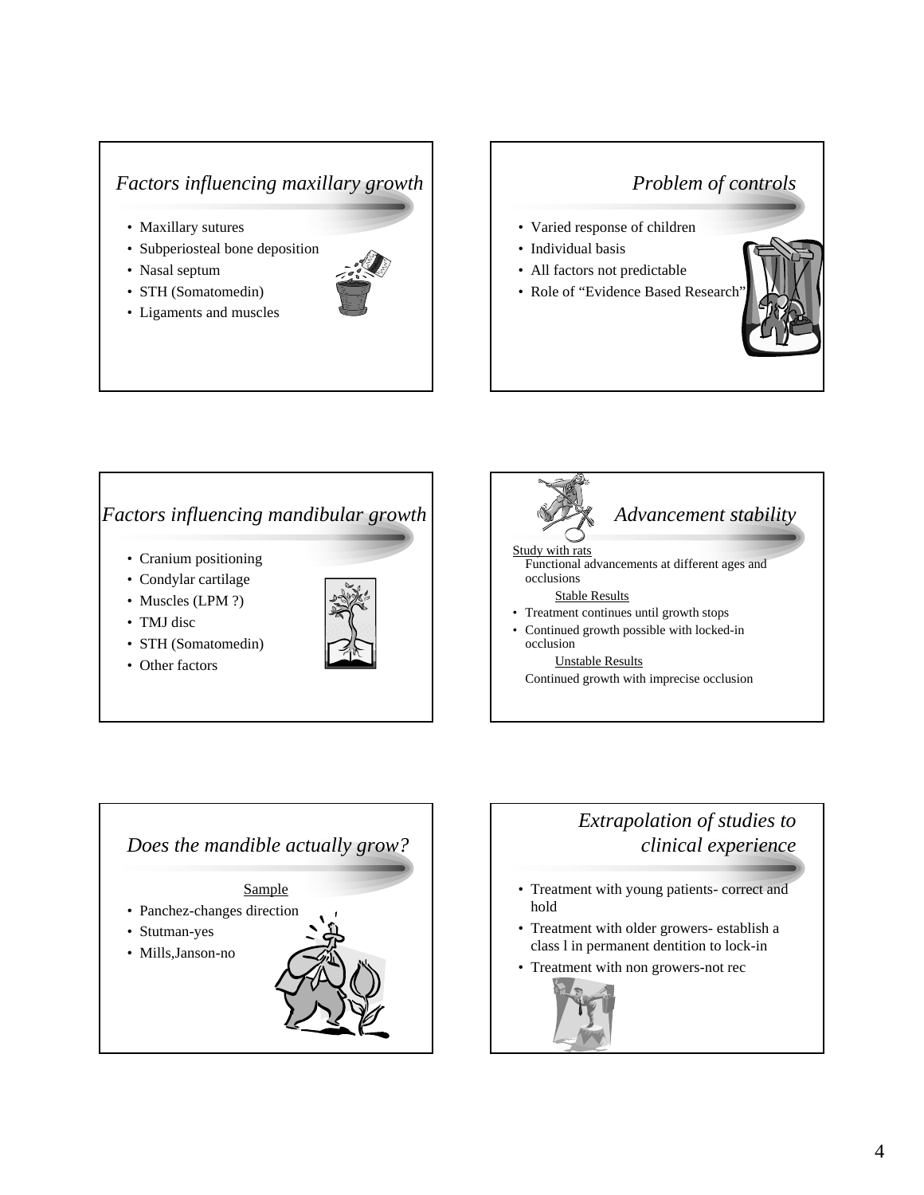## *Factors influencing maxillary growth*

- Maxillary sutures
- Subperiosteal bone deposition
- Nasal septum
- STH (Somatomedin)
- Ligaments and muscles

## *Problem of controls*

- Varied response of children
- Individual basis
- All factors not predictable
- Role of “Evidence Based Research”

## *Factors influencing mandibular growth*

- Cranium positioning
- Condylar cartilage
- Muscles (LPM ?)
- TMJ disc
- STH (Somatomedin)
- Other factors

## *Advancement stability*

Study with rats

Functional advancements at different ages and occlusions

Stable Results

- Treatment continues until growth stops
- Continued growth possible with locked-in occlusion

Unstable Results

Continued growth with imprecise occlusion

## *Does the mandible actually grow?*

Sample

- Panchez-changes direction
- Stutman-yes
- Mills,Janson-no

## *Extrapolation of studies to clinical experience*

- Treatment with young patients- correct and hold
- Treatment with older growers- establish a class l in permanent dentition to lock-in
- Treatment with non growers-not rec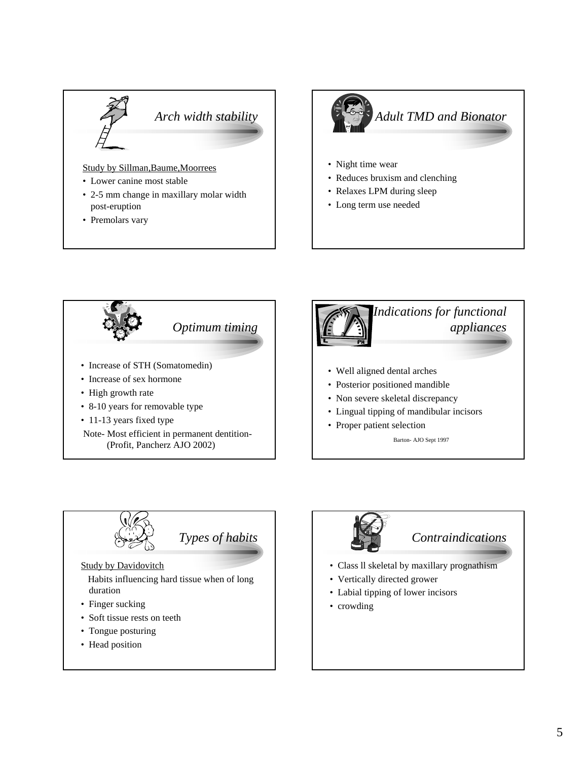## *Arch width stability*

Study by Sillman,Baume,Moorrees

- Lower canine most stable
- 2-5 mm change in maxillary molar width post-eruption
- Premolars vary

## *Adult TMD and Bionator*

- Night time wear
- Reduces bruxism and clenching
- Relaxes LPM during sleep
- Long term use needed

## *Optimum timing*

- Increase of STH (Somatomedin)
- Increase of sex hormone
- High growth rate
- 8-10 years for removable type
- 11-13 years fixed type

Note- Most efficient in permanent dentition- (Profit, Pancherz AJO 2002)

## *Indications for functional appliances*

- Well aligned dental arches
- Posterior positioned mandible
- Non severe skeletal discrepancy
- Lingual tipping of mandibular incisors
- Proper patient selection

Barton- AJO Sept 1997

## *Types of habits*

Study by Davidovitch

Habits influencing hard tissue when of long duration

- Finger sucking
- Soft tissue rests on teeth
- Tongue posturing
- Head position

## *Contraindications*

- Class ll skeletal by maxillary prognathism
- Vertically directed grower
- Labial tipping of lower incisors
- crowding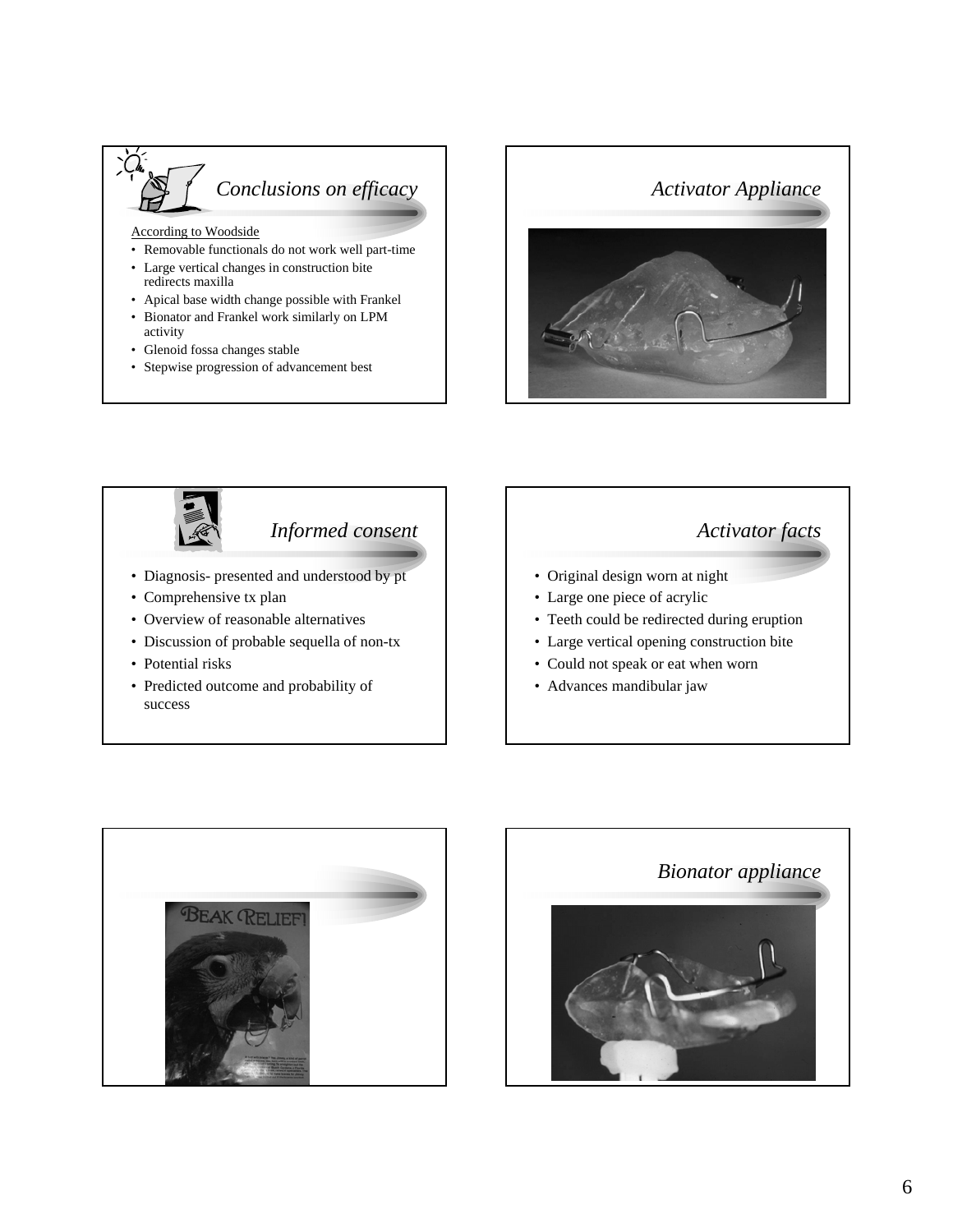## Conclusions on efficacy

According to Woodside

- Removable functionals do not work well part-time
- Large vertical changes in construction bite redirects maxilla
- Apical base width change possible with Frankel
- Bionator and Frankel work similarly on LPM activity
- Glenoid fossa changes stable
- Stepwise progression of advancement best

## Activator Appliance

## Informed consent

- Diagnosis- presented and understood by pt
- Comprehensive tx plan
- Overview of reasonable alternatives
- Discussion of probable sequella of non-tx
- Potential risks
- Predicted outcome and probability of success

## Activator facts

- Original design worn at night
- Large one piece of acrylic
- Teeth could be redirected during eruption
- Large vertical opening construction bite
- Could not speak or eat when worn
- Advances mandibular jaw

## Bionator appliance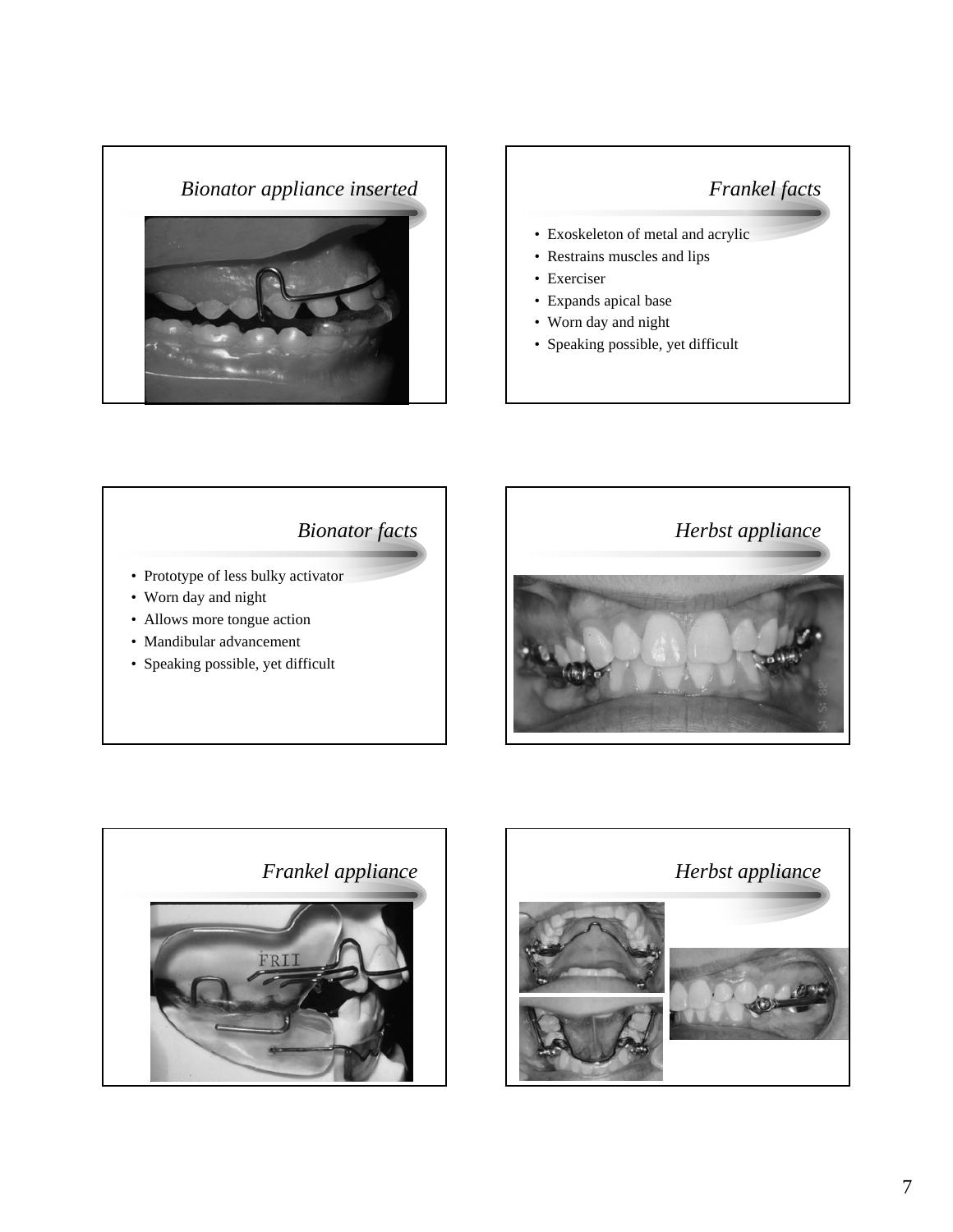## *Bionator appliance inserted*

## *Frankel facts*

- Exoskeleton of metal and acrylic
- Restrains muscles and lips
- Exerciser
- Expands apical base
- Worn day and night
- Speaking possible, yet difficult

## *Bionator facts*

- Prototype of less bulky activator
- Worn day and night
- Allows more tongue action
- Mandibular advancement
- Speaking possible, yet difficult

## *Herbst appliance*

## *Frankel appliance*

## *Herbst appliance*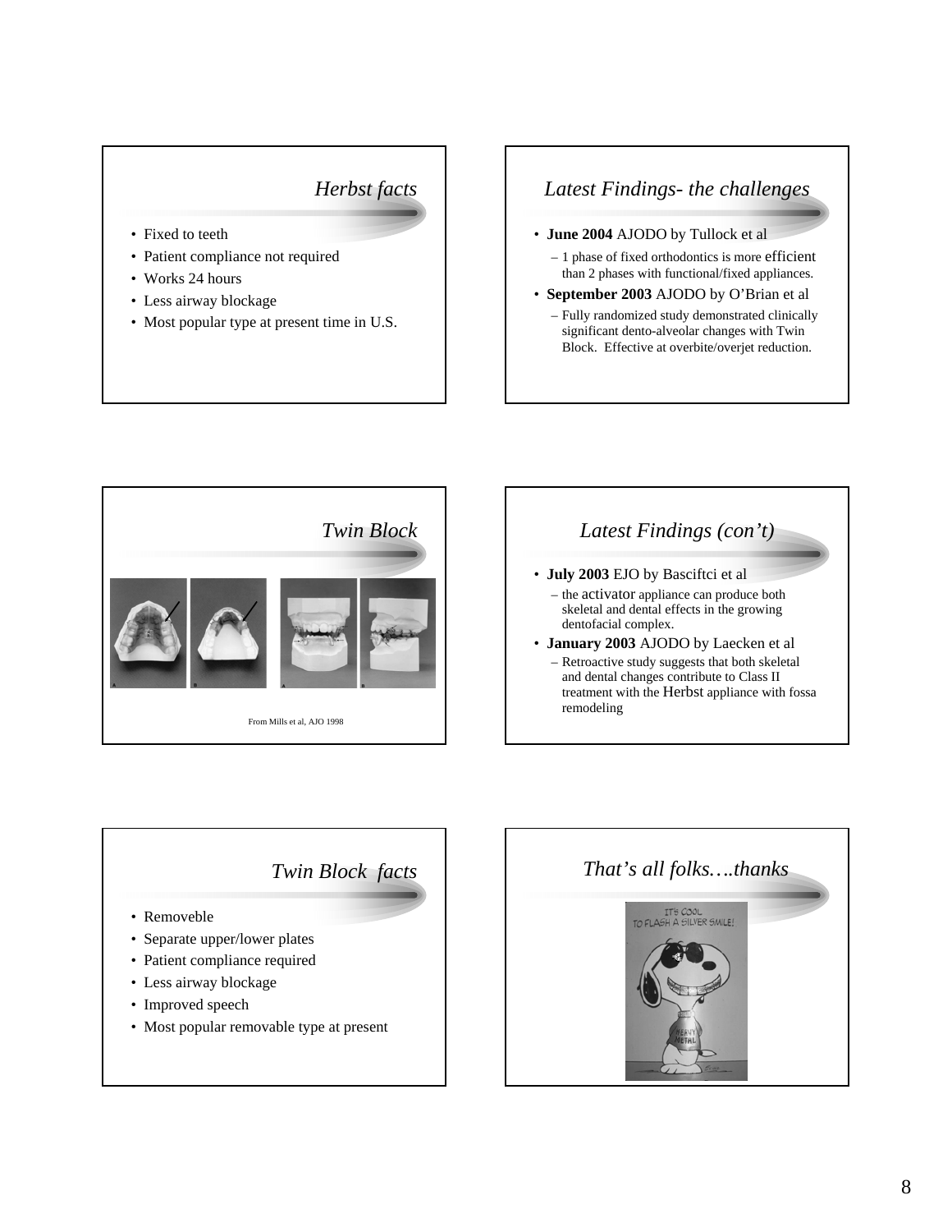## *Herbst facts*

- Fixed to teeth
- Patient compliance not required
- Works 24 hours
- Less airway blockage
- Most popular type at present time in U.S.

## *Latest Findings- the challenges*

- **June 2004** AJODO by Tullock et al
  - 1 phase of fixed orthodontics is more efficient than 2 phases with functional/fixed appliances.
- **September 2003** AJODO by O'Brian et al
  - Fully randomized study demonstrated clinically significant dento-alveolar changes with Twin Block. Effective at overbite/overjet reduction.

## *Twin Block*

From Mills et al, AJO 1998

## *Latest Findings (con't)*

- **July 2003** EJO by Basciftci et al
  - the activator appliance can produce both skeletal and dental effects in the growing dentofacial complex.
- **January 2003** AJODO by Laecken et al
  - Retroactive study suggests that both skeletal and dental changes contribute to Class II treatment with the Herbst appliance with fossa remodeling

## *Twin Block facts*

- Removeble
- Separate upper/lower plates
- Patient compliance required
- Less airway blockage
- Improved speech
- Most popular removable type at present

## *That's all folks….thanks*